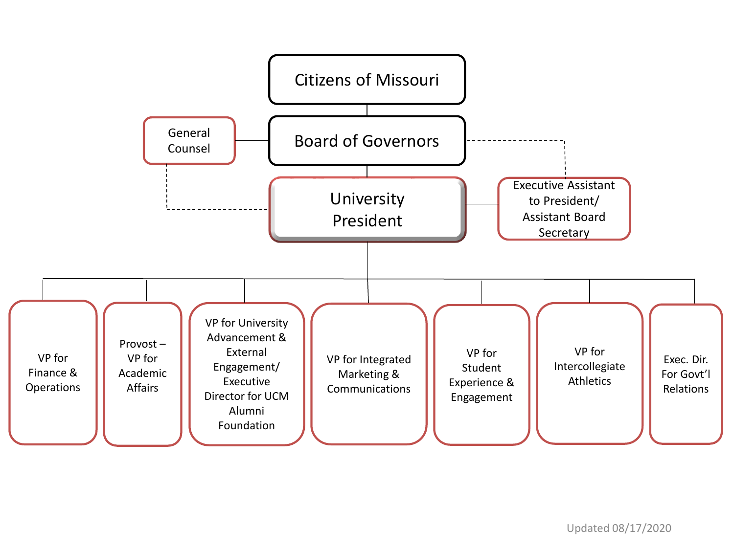- Citizens of Missouri
  - Board of Governors
    - General Counsel
    - Executive Assistant to President/ Assistant Board Secretary
    - University President
      - VP for Finance & Operations
      - Provost – VP for Academic Affairs
      - VP for University Advancement & External Engagement/ Executive Director for UCM Alumni Foundation
      - VP for Integrated Marketing & Communications
      - VP for Student Experience & Engagement
      - VP for Intercollegiate Athletics
      - Exec. Dir. For Govt'l Relations

Updated 08/17/2020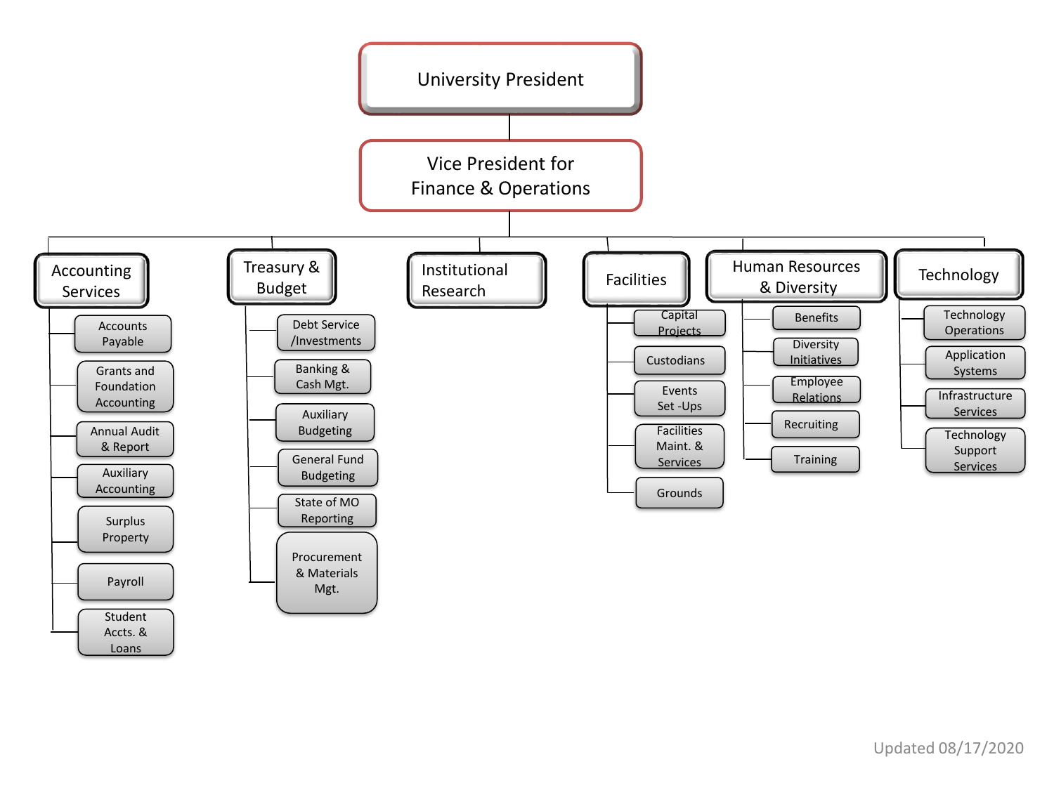# University President

## Vice President for Finance & Operations

### Accounting Services

- Accounts Payable
- Grants and Foundation Accounting
- Annual Audit & Report
- Auxiliary Accounting
- Surplus Property
- Payroll
- Student Accts. & Loans

### Treasury & Budget

- Debt Service /Investments
- Banking & Cash Mgt.
- Auxiliary Budgeting
- General Fund Budgeting
- State of MO Reporting
- Procurement & Materials Mgt.

### Institutional Research

### Facilities

- Capital Projects
- Custodians
- Events Set -Ups
- Facilities Maint. & Services
- Grounds

### Human Resources & Diversity

- Benefits
- Diversity Initiatives
- Employee Relations
- Recruiting
- Training

### Technology

- Technology Operations
- Application Systems
- Infrastructure Services
- Technology Support Services

Updated 08/17/2020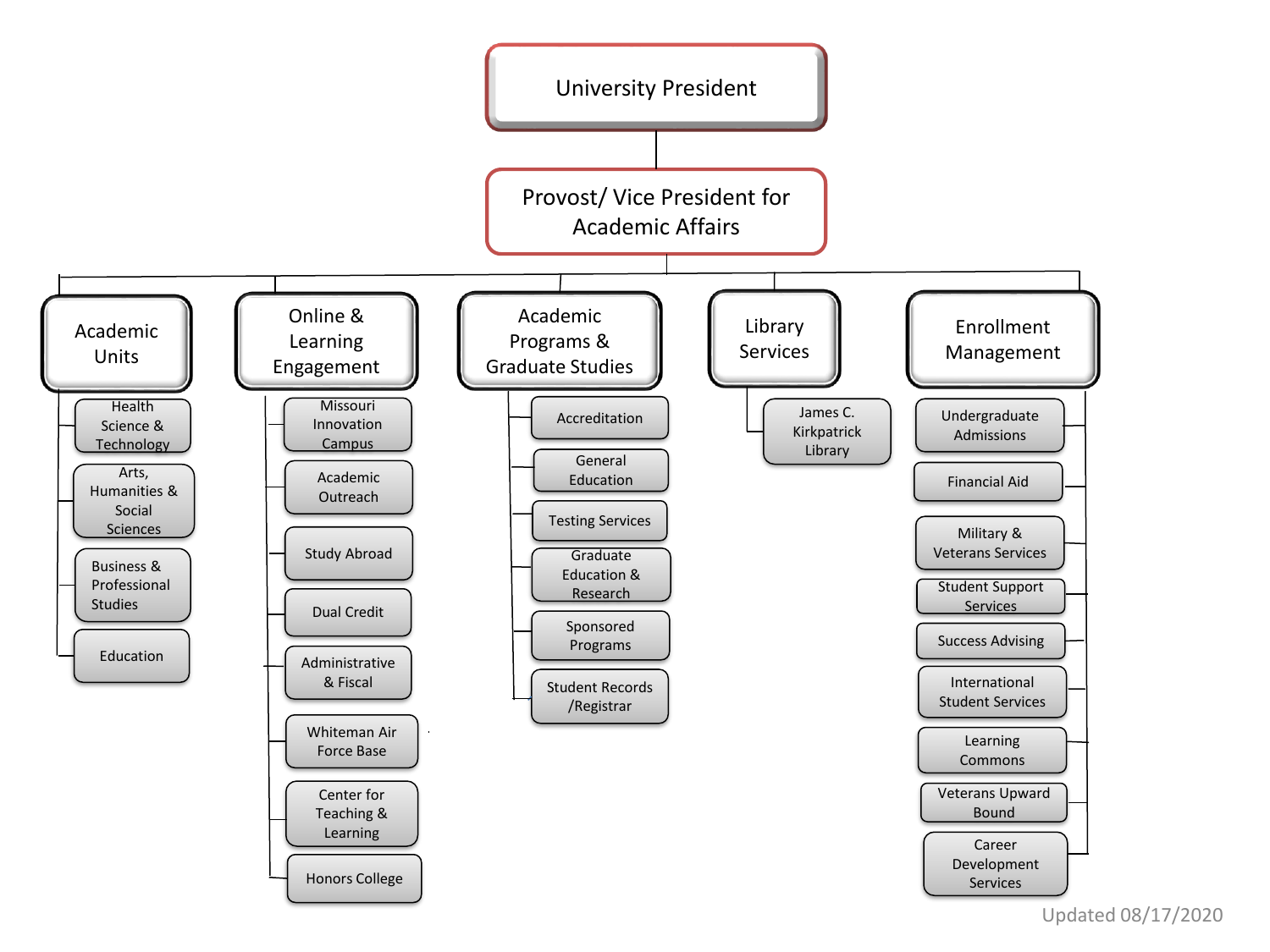# University President

## Provost/ Vice President for Academic Affairs

### Academic Units

- Health Science & Technology
- Arts, Humanities & Social Sciences
- Business & Professional Studies
- Education

### Online & Learning Engagement

- Missouri Innovation Campus
- Academic Outreach
- Study Abroad
- Dual Credit
- Administrative & Fiscal
- Whiteman Air Force Base
- Center for Teaching & Learning
- Honors College

### Academic Programs & Graduate Studies

- Accreditation
- General Education
- Testing Services
- Graduate Education & Research
- Sponsored Programs
- Student Records /Registrar

### Library Services

- James C. Kirkpatrick Library

### Enrollment Management

- Undergraduate Admissions
- Financial Aid
- Military & Veterans Services
- Student Support Services
- Success Advising
- International Student Services
- Learning Commons
- Veterans Upward Bound
- Career Development Services

Updated 08/17/2020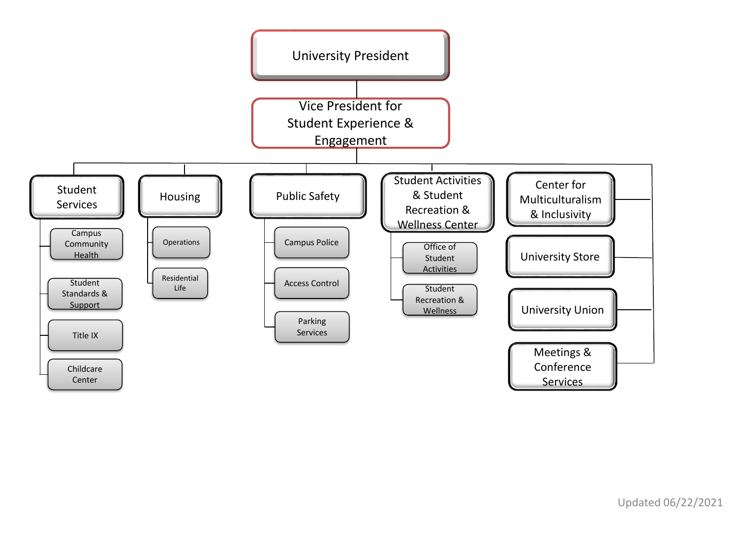# University President

## Vice President for Student Experience & Engagement

- **Student Services**
  - Campus Community Health
  - Student Standards & Support
  - Title IX
  - Childcare Center
- **Housing**
  - Operations
  - Residential Life
- **Public Safety**
  - Campus Police
  - Access Control
  - Parking Services
- **Student Activities & Student Recreation & Wellness Center**
  - Office of Student Activities
  - Student Recreation & Wellness
- **Center for Multiculturalism & Inclusivity**
- **University Store**
- **University Union**
- **Meetings & Conference Services**

Updated 06/22/2021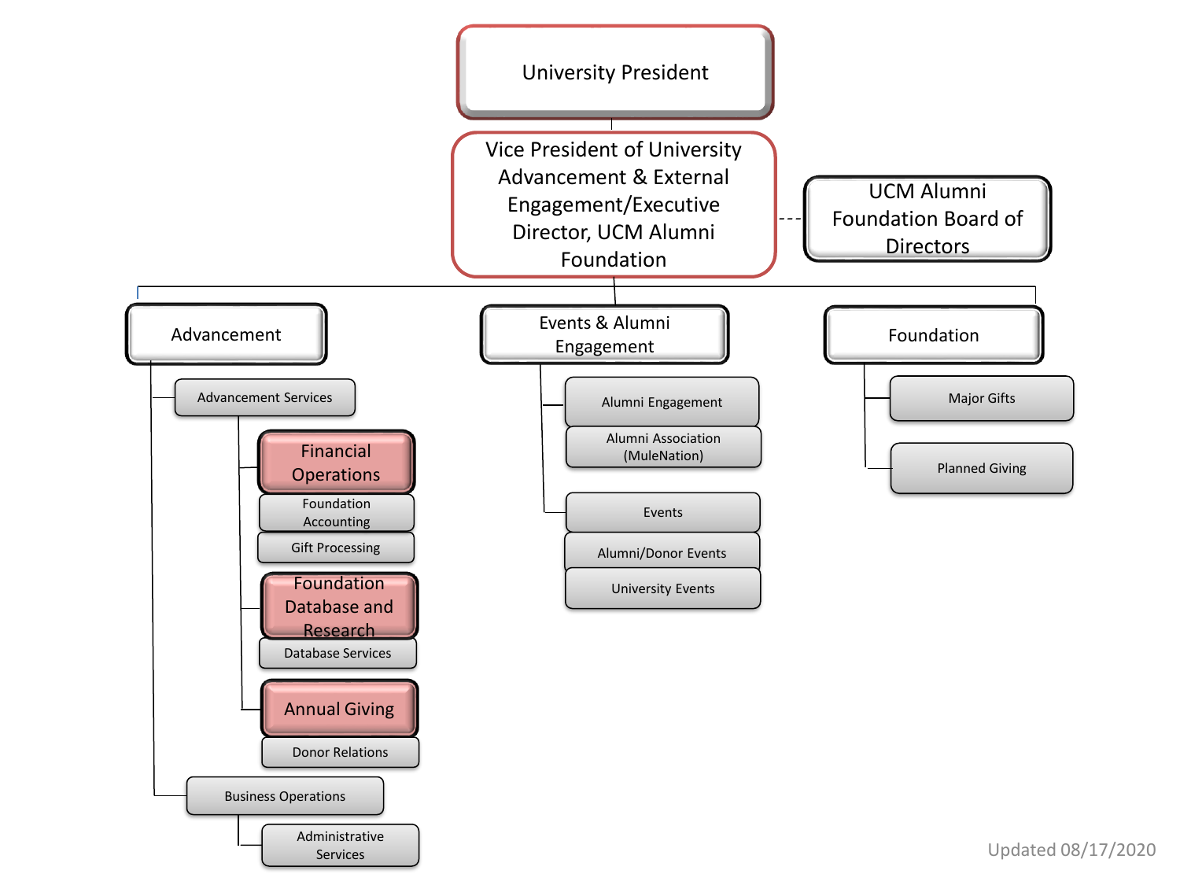- University President
  - Vice President of University Advancement & External Engagement/Executive Director, UCM Alumni Foundation
    - - - UCM Alumni Foundation Board of Directors
    - Advancement
      - Advancement Services
        - Financial Operations
          - Foundation Accounting
          - Gift Processing
        - Foundation Database and Research
          - Database Services
        - Annual Giving
          - Donor Relations
      - Business Operations
        - Administrative Services
    - Events & Alumni Engagement
      - Alumni Engagement
        - Alumni Association (MuleNation)
      - Events
        - Alumni/Donor Events
        - University Events
    - Foundation
      - Major Gifts
      - Planned Giving

Updated 08/17/2020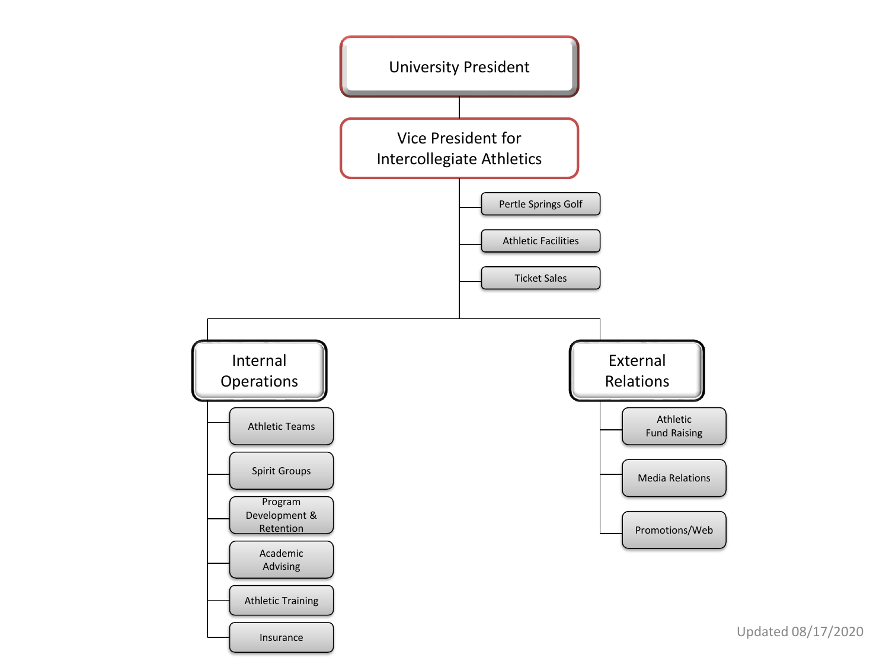- University President
  - Vice President for Intercollegiate Athletics
    - Pertle Springs Golf
    - Athletic Facilities
    - Ticket Sales
    - Internal Operations
      - Athletic Teams
      - Spirit Groups
      - Program Development & Retention
      - Academic Advising
      - Athletic Training
      - Insurance
    - External Relations
      - Athletic Fund Raising
      - Media Relations
      - Promotions/Web

Updated 08/17/2020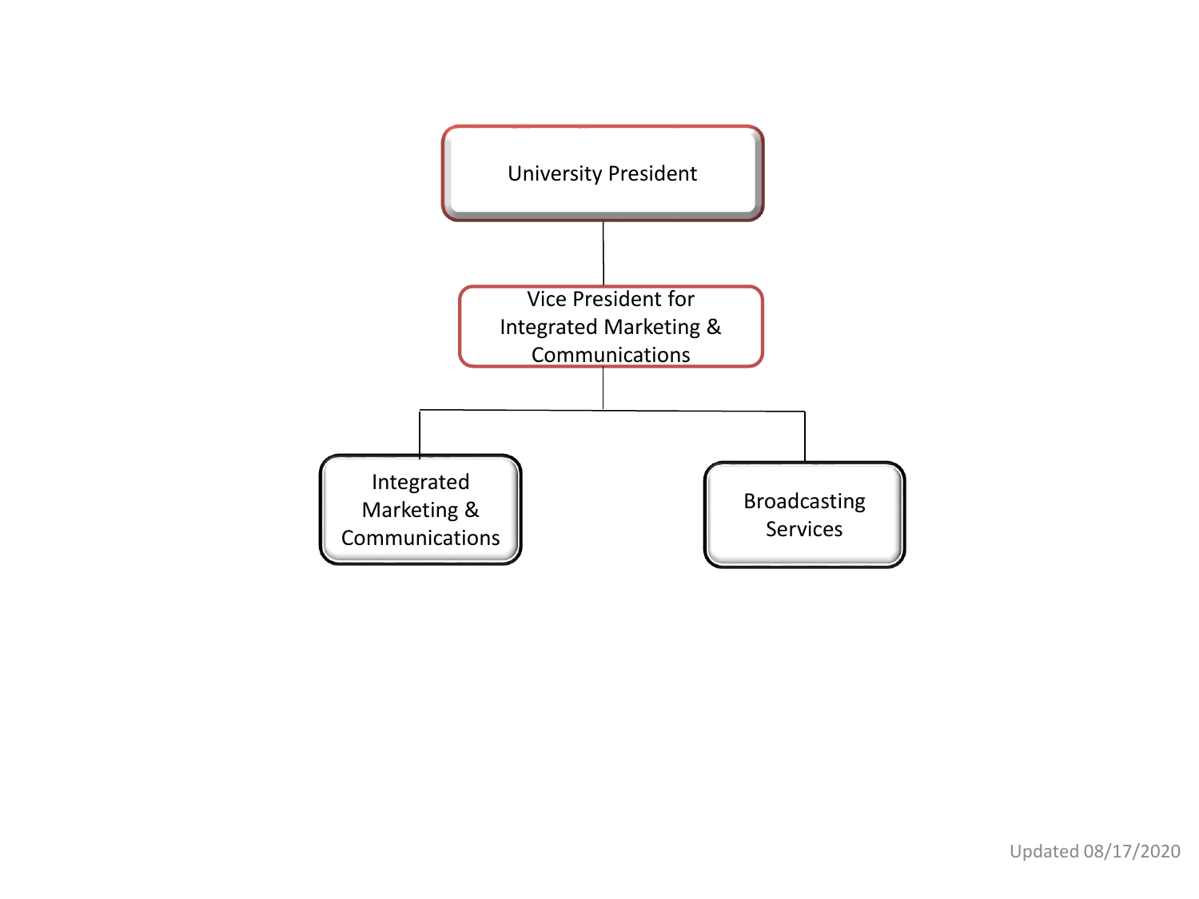- University President
  - Vice President for Integrated Marketing & Communications
    - Integrated Marketing & Communications
    - Broadcasting Services

Updated 08/17/2020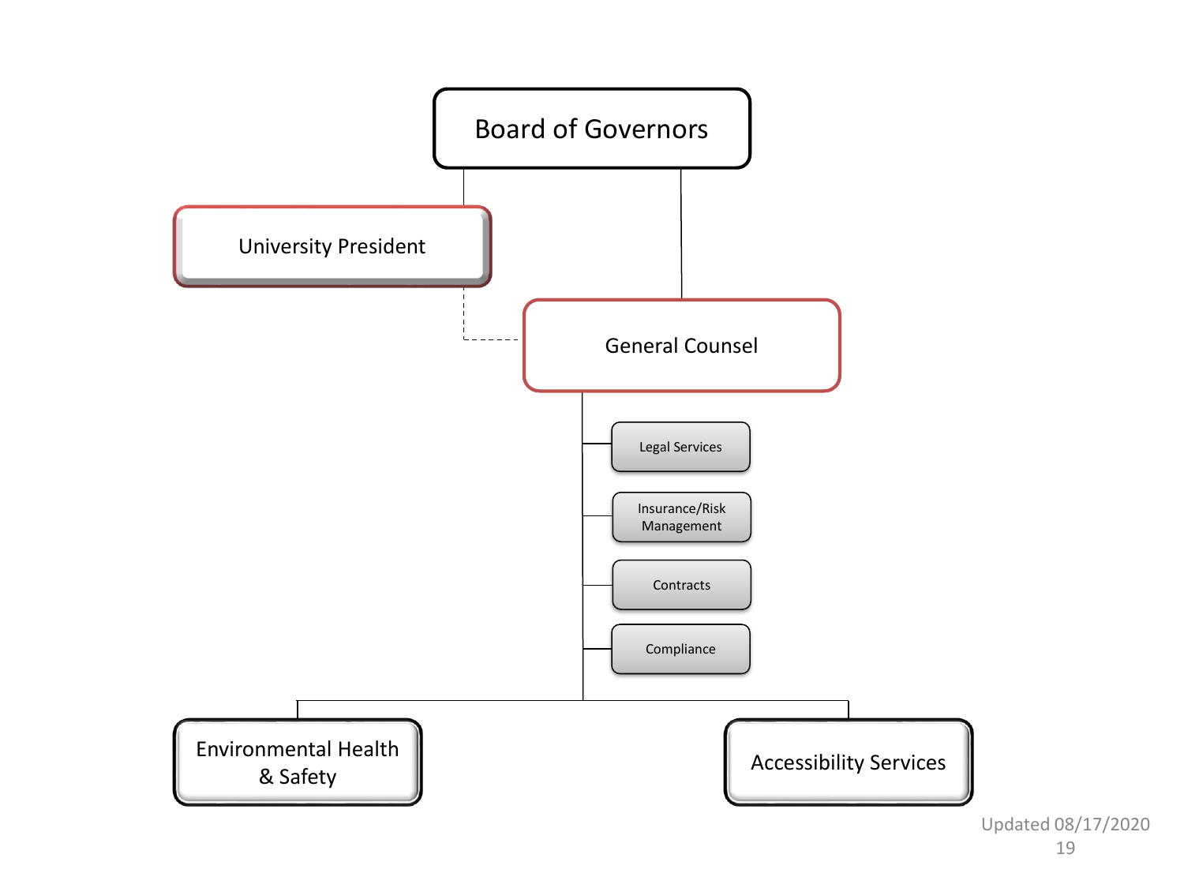Board of Governors

University President

General Counsel

Legal Services

Insurance/Risk Management

Contracts

Compliance

Environmental Health & Safety

Accessibility Services

Updated 08/17/2020